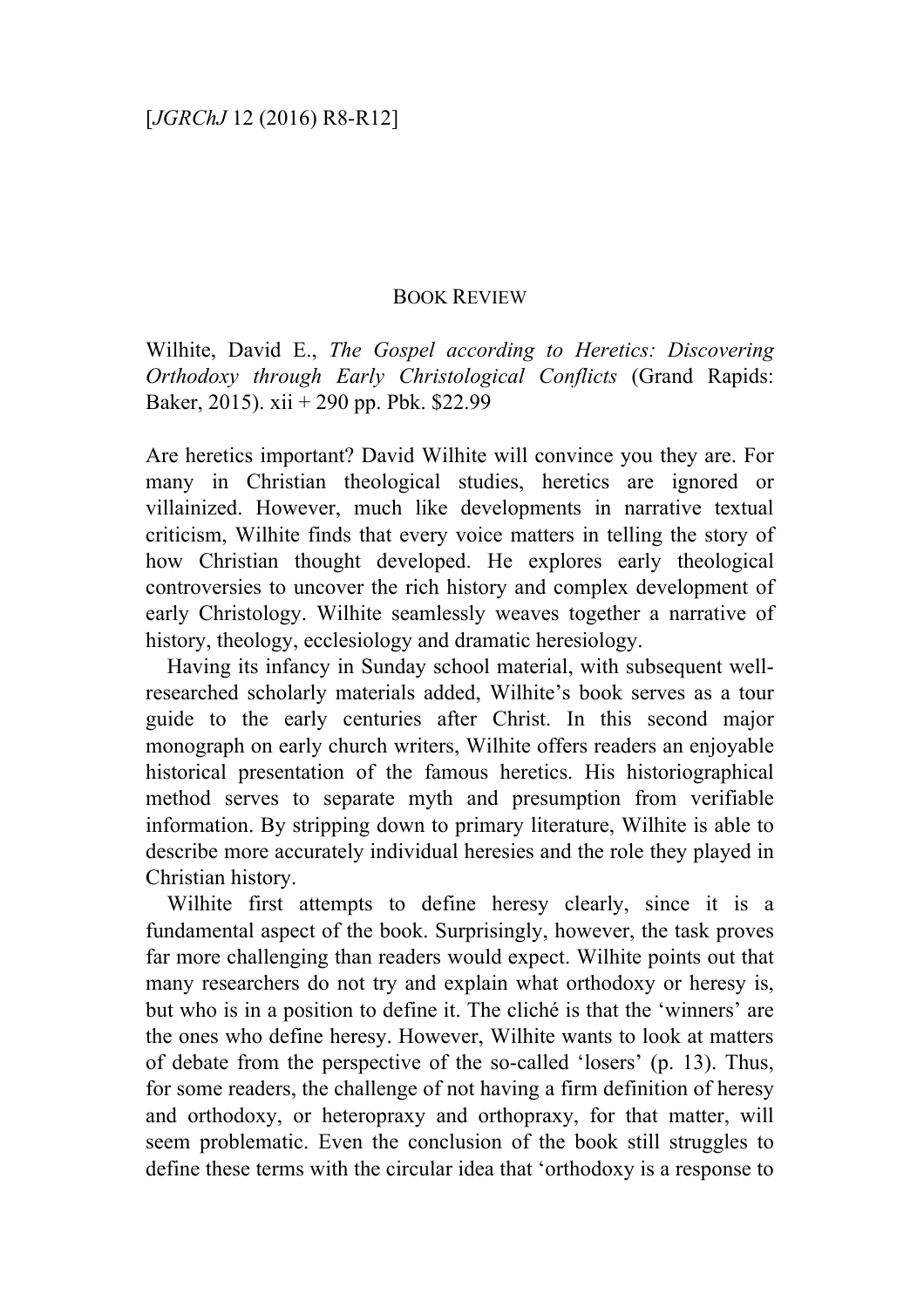## BOOK REVIEW

Wilhite, David E., *The Gospel according to Heretics: Discovering Orthodoxy through Early Christological Conflicts* (Grand Rapids: Baker, 2015). xii + 290 pp. Pbk. $22.99

Are heretics important? David Wilhite will convince you they are. For many in Christian theological studies, heretics are ignored or villainized. However, much like developments in narrative textual criticism, Wilhite finds that every voice matters in telling the story of how Christian thought developed. He explores early theological controversies to uncover the rich history and complex development of early Christology. Wilhite seamlessly weaves together a narrative of history, theology, ecclesiology and dramatic heresiology.

Having its infancy in Sunday school material, with subsequent well-researched scholarly materials added, Wilhite's book serves as a tour guide to the early centuries after Christ. In this second major monograph on early church writers, Wilhite offers readers an enjoyable historical presentation of the famous heretics. His historiographical method serves to separate myth and presumption from verifiable information. By stripping down to primary literature, Wilhite is able to describe more accurately individual heresies and the role they played in Christian history.

Wilhite first attempts to define heresy clearly, since it is a fundamental aspect of the book. Surprisingly, however, the task proves far more challenging than readers would expect. Wilhite points out that many researchers do not try and explain what orthodoxy or heresy is, but who is in a position to define it. The cliché is that the 'winners' are the ones who define heresy. However, Wilhite wants to look at matters of debate from the perspective of the so-called 'losers' (p. 13). Thus, for some readers, the challenge of not having a firm definition of heresy and orthodoxy, or heteropraxy and orthopraxy, for that matter, will seem problematic. Even the conclusion of the book still struggles to define these terms with the circular idea that 'orthodoxy is a response to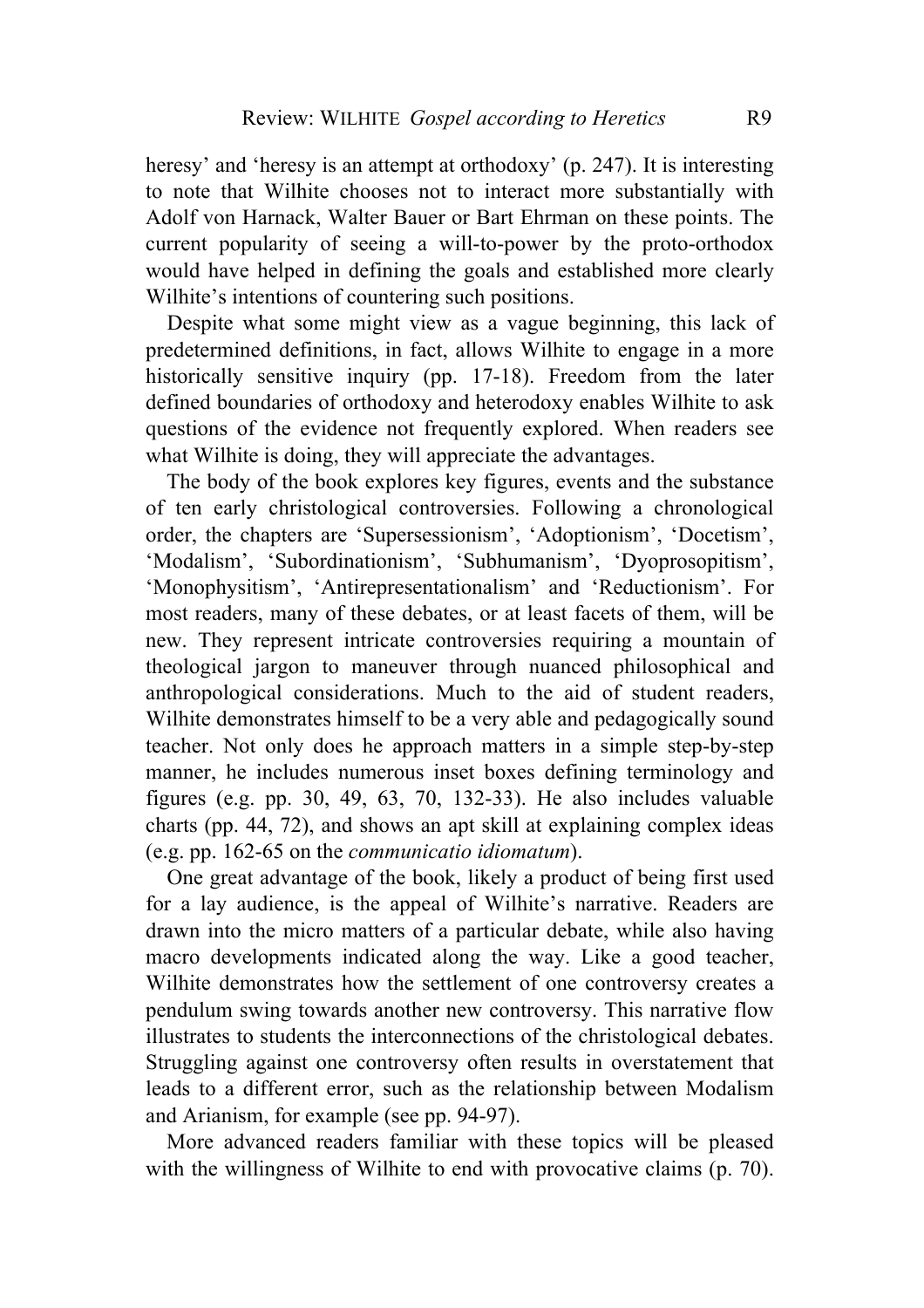heresy' and 'heresy is an attempt at orthodoxy' (p. 247). It is interesting to note that Wilhite chooses not to interact more substantially with Adolf von Harnack, Walter Bauer or Bart Ehrman on these points. The current popularity of seeing a will-to-power by the proto-orthodox would have helped in defining the goals and established more clearly Wilhite's intentions of countering such positions.

Despite what some might view as a vague beginning, this lack of predetermined definitions, in fact, allows Wilhite to engage in a more historically sensitive inquiry (pp. 17-18). Freedom from the later defined boundaries of orthodoxy and heterodoxy enables Wilhite to ask questions of the evidence not frequently explored. When readers see what Wilhite is doing, they will appreciate the advantages.

The body of the book explores key figures, events and the substance of ten early christological controversies. Following a chronological order, the chapters are 'Supersessionism', 'Adoptionism', 'Docetism', 'Modalism', 'Subordinationism', 'Subhumanism', 'Dyoprosopitism', 'Monophysitism', 'Antirepresentationalism' and 'Reductionism'. For most readers, many of these debates, or at least facets of them, will be new. They represent intricate controversies requiring a mountain of theological jargon to maneuver through nuanced philosophical and anthropological considerations. Much to the aid of student readers, Wilhite demonstrates himself to be a very able and pedagogically sound teacher. Not only does he approach matters in a simple step-by-step manner, he includes numerous inset boxes defining terminology and figures (e.g. pp. 30, 49, 63, 70, 132-33). He also includes valuable charts (pp. 44, 72), and shows an apt skill at explaining complex ideas (e.g. pp. 162-65 on the *communicatio idiomatum*).

One great advantage of the book, likely a product of being first used for a lay audience, is the appeal of Wilhite's narrative. Readers are drawn into the micro matters of a particular debate, while also having macro developments indicated along the way. Like a good teacher, Wilhite demonstrates how the settlement of one controversy creates a pendulum swing towards another new controversy. This narrative flow illustrates to students the interconnections of the christological debates. Struggling against one controversy often results in overstatement that leads to a different error, such as the relationship between Modalism and Arianism, for example (see pp. 94-97).

More advanced readers familiar with these topics will be pleased with the willingness of Wilhite to end with provocative claims (p. 70).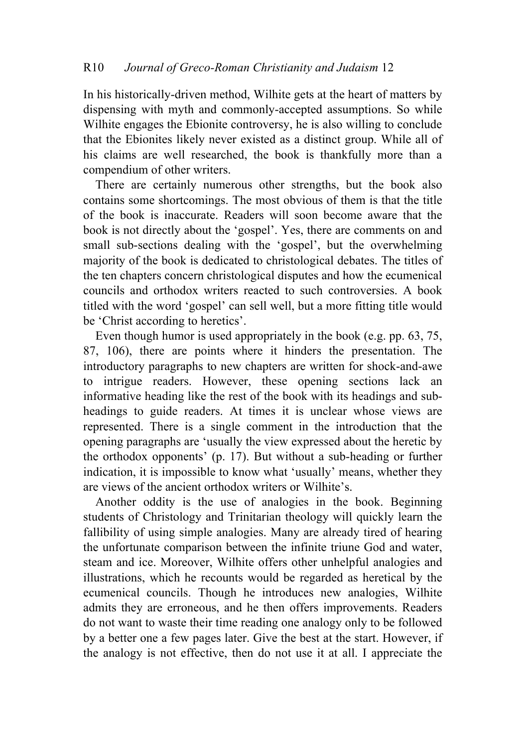In his historically-driven method, Wilhite gets at the heart of matters by dispensing with myth and commonly-accepted assumptions. So while Wilhite engages the Ebionite controversy, he is also willing to conclude that the Ebionites likely never existed as a distinct group. While all of his claims are well researched, the book is thankfully more than a compendium of other writers.

There are certainly numerous other strengths, but the book also contains some shortcomings. The most obvious of them is that the title of the book is inaccurate. Readers will soon become aware that the book is not directly about the 'gospel'. Yes, there are comments on and small sub-sections dealing with the 'gospel', but the overwhelming majority of the book is dedicated to christological debates. The titles of the ten chapters concern christological disputes and how the ecumenical councils and orthodox writers reacted to such controversies. A book titled with the word 'gospel' can sell well, but a more fitting title would be 'Christ according to heretics'.

Even though humor is used appropriately in the book (e.g. pp. 63, 75, 87, 106), there are points where it hinders the presentation. The introductory paragraphs to new chapters are written for shock-and-awe to intrigue readers. However, these opening sections lack an informative heading like the rest of the book with its headings and sub-headings to guide readers. At times it is unclear whose views are represented. There is a single comment in the introduction that the opening paragraphs are 'usually the view expressed about the heretic by the orthodox opponents' (p. 17). But without a sub-heading or further indication, it is impossible to know what 'usually' means, whether they are views of the ancient orthodox writers or Wilhite's.

Another oddity is the use of analogies in the book. Beginning students of Christology and Trinitarian theology will quickly learn the fallibility of using simple analogies. Many are already tired of hearing the unfortunate comparison between the infinite triune God and water, steam and ice. Moreover, Wilhite offers other unhelpful analogies and illustrations, which he recounts would be regarded as heretical by the ecumenical councils. Though he introduces new analogies, Wilhite admits they are erroneous, and he then offers improvements. Readers do not want to waste their time reading one analogy only to be followed by a better one a few pages later. Give the best at the start. However, if the analogy is not effective, then do not use it at all. I appreciate the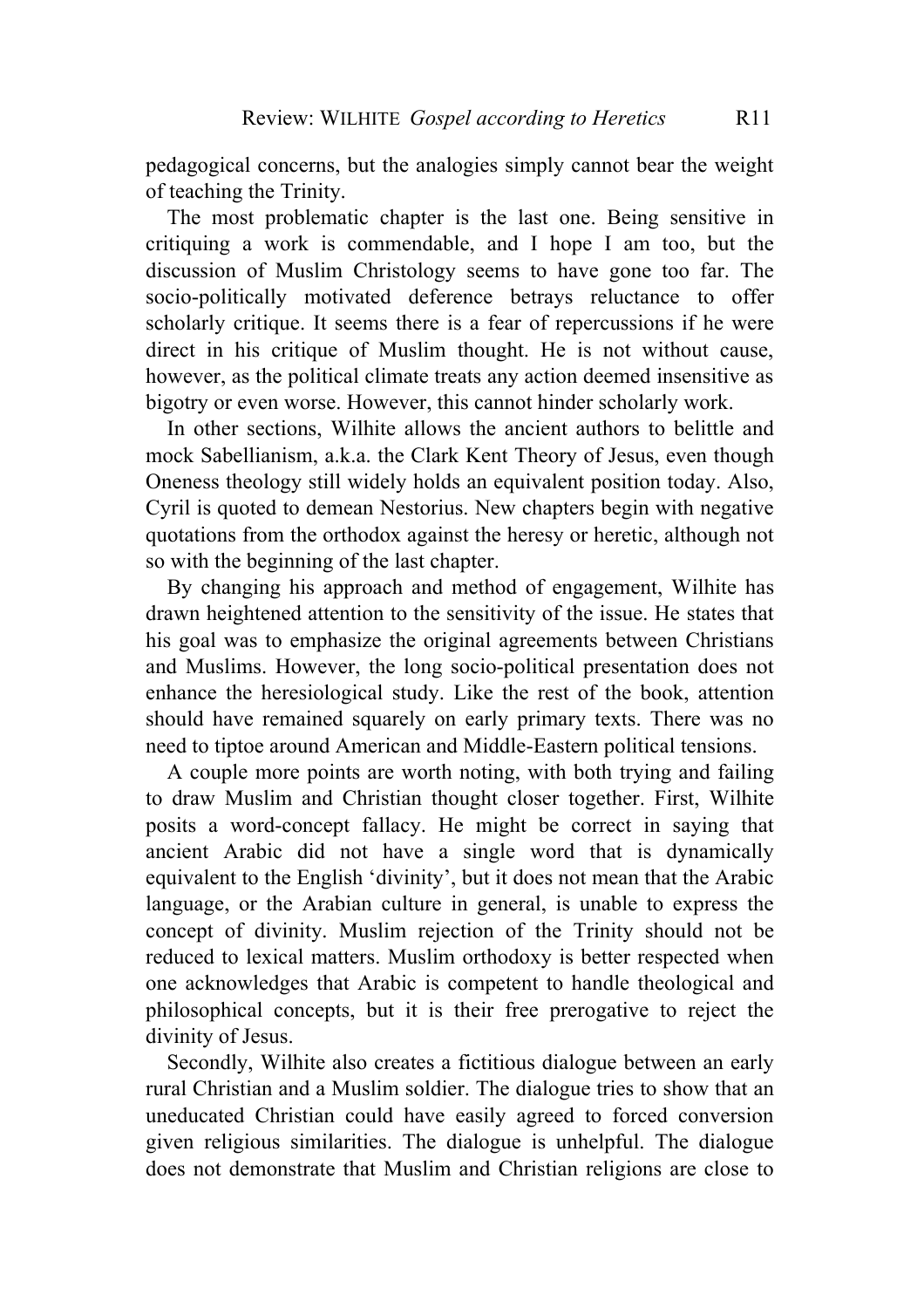pedagogical concerns, but the analogies simply cannot bear the weight of teaching the Trinity.

The most problematic chapter is the last one. Being sensitive in critiquing a work is commendable, and I hope I am too, but the discussion of Muslim Christology seems to have gone too far. The socio-politically motivated deference betrays reluctance to offer scholarly critique. It seems there is a fear of repercussions if he were direct in his critique of Muslim thought. He is not without cause, however, as the political climate treats any action deemed insensitive as bigotry or even worse. However, this cannot hinder scholarly work.

In other sections, Wilhite allows the ancient authors to belittle and mock Sabellianism, a.k.a. the Clark Kent Theory of Jesus, even though Oneness theology still widely holds an equivalent position today. Also, Cyril is quoted to demean Nestorius. New chapters begin with negative quotations from the orthodox against the heresy or heretic, although not so with the beginning of the last chapter.

By changing his approach and method of engagement, Wilhite has drawn heightened attention to the sensitivity of the issue. He states that his goal was to emphasize the original agreements between Christians and Muslims. However, the long socio-political presentation does not enhance the heresiological study. Like the rest of the book, attention should have remained squarely on early primary texts. There was no need to tiptoe around American and Middle-Eastern political tensions.

A couple more points are worth noting, with both trying and failing to draw Muslim and Christian thought closer together. First, Wilhite posits a word-concept fallacy. He might be correct in saying that ancient Arabic did not have a single word that is dynamically equivalent to the English 'divinity', but it does not mean that the Arabic language, or the Arabian culture in general, is unable to express the concept of divinity. Muslim rejection of the Trinity should not be reduced to lexical matters. Muslim orthodoxy is better respected when one acknowledges that Arabic is competent to handle theological and philosophical concepts, but it is their free prerogative to reject the divinity of Jesus.

Secondly, Wilhite also creates a fictitious dialogue between an early rural Christian and a Muslim soldier. The dialogue tries to show that an uneducated Christian could have easily agreed to forced conversion given religious similarities. The dialogue is unhelpful. The dialogue does not demonstrate that Muslim and Christian religions are close to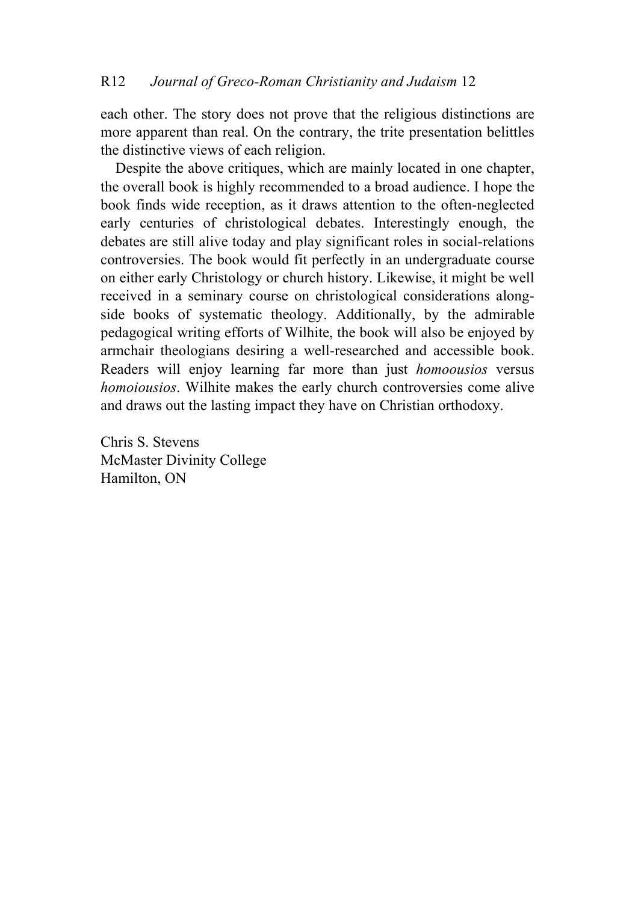each other. The story does not prove that the religious distinctions are more apparent than real. On the contrary, the trite presentation belittles the distinctive views of each religion.

Despite the above critiques, which are mainly located in one chapter, the overall book is highly recommended to a broad audience. I hope the book finds wide reception, as it draws attention to the often-neglected early centuries of christological debates. Interestingly enough, the debates are still alive today and play significant roles in social-relations controversies. The book would fit perfectly in an undergraduate course on either early Christology or church history. Likewise, it might be well received in a seminary course on christological considerations alongside books of systematic theology. Additionally, by the admirable pedagogical writing efforts of Wilhite, the book will also be enjoyed by armchair theologians desiring a well-researched and accessible book. Readers will enjoy learning far more than just *homoousios* versus *homoiousios*. Wilhite makes the early church controversies come alive and draws out the lasting impact they have on Christian orthodoxy.

Chris S. Stevens
McMaster Divinity College
Hamilton, ON